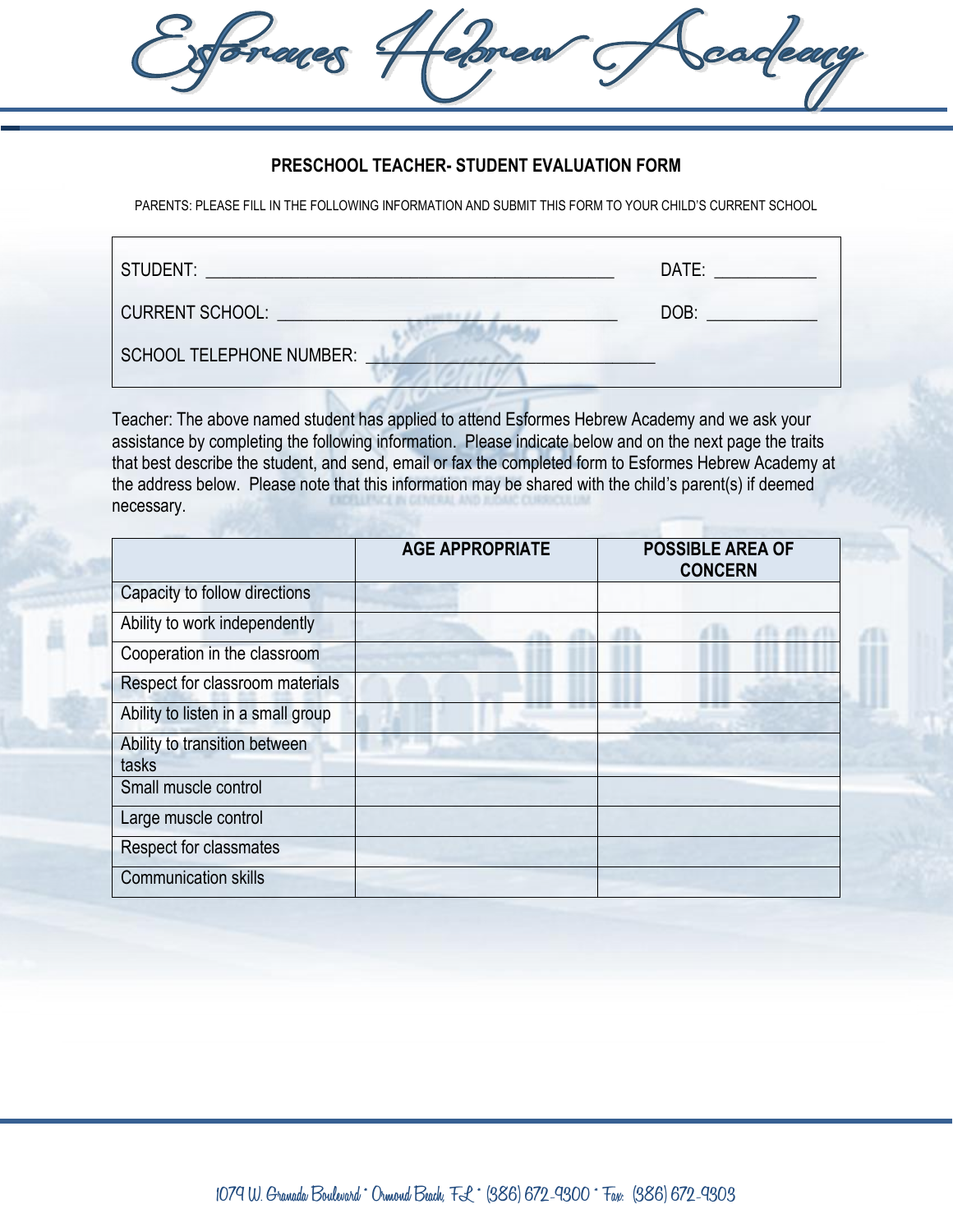# Esformes Hebrew Academy

## PRESCHOOL TEACHER- STUDENT EVALUATION FORM

PARENTS: PLEASE FILL IN THE FOLLOWING INFORMATION AND SUBMIT THIS FORM TO YOUR CHILD'S CURRENT SCHOOL

STUDENT: ______________________________________________ DATE: ___________

CURRENT SCHOOL: ______________________________________ DOB: ____________

SCHOOL TELEPHONE NUMBER: ________________________________

Teacher: The above named student has applied to attend Esformes Hebrew Academy and we ask your assistance by completing the following information. Please indicate below and on the next page the traits that best describe the student, and send, email or fax the completed form to Esformes Hebrew Academy at the address below. Please note that this information may be shared with the child's parent(s) if deemed necessary.

| | AGE APPROPRIATE | POSSIBLE AREA OF CONCERN |
|---|---|---|
| Capacity to follow directions | | |
| Ability to work independently | | |
| Cooperation in the classroom | | |
| Respect for classroom materials | | |
| Ability to listen in a small group | | |
| Ability to transition between tasks | | |
| Small muscle control | | |
| Large muscle control | | |
| Respect for classmates | | |
| Communication skills | | |

1079 W. Granada Boulevard * Ormond Beach, FL * (386) 672-4300 * Fax: (386) 672-4303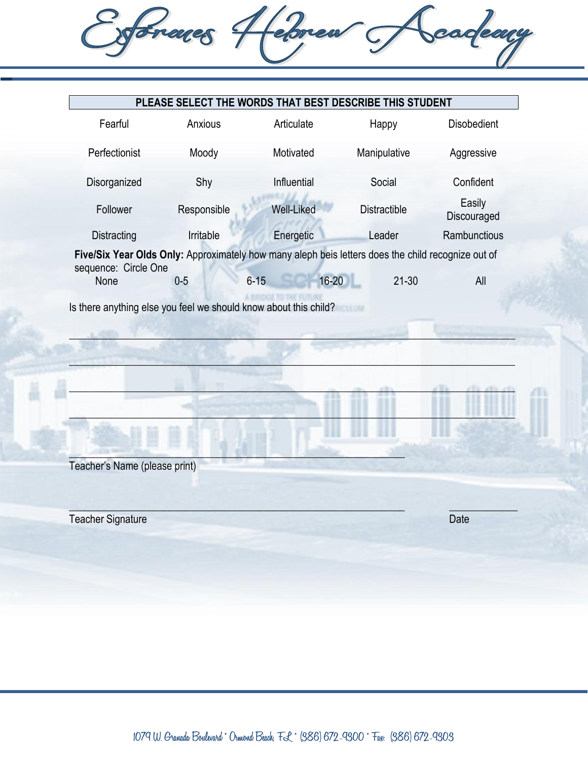# Esformes Hebrew Academy

| PLEASE SELECT THE WORDS THAT BEST DESCRIBE THIS STUDENT | | | | |
|---|---|---|---|---|
| Fearful | Anxious | Articulate | Happy | Disobedient |
| Perfectionist | Moody | Motivated | Manipulative | Aggressive |
| Disorganized | Shy | Influential | Social | Confident |
| Follower | Responsible | Well-Liked | Distractible | Easily Discouraged |
| Distracting | Irritable | Energetic | Leader | Rambunctious |

**Five/Six Year Olds Only:** Approximately how many aleph beis letters does the child recognize out of sequence: Circle One

None 0-5 6-15 16-20 21-30 All

Is there anything else you feel we should know about this child?

\_\_\_\_\_\_\_\_\_\_\_\_\_\_\_\_\_\_\_\_\_\_\_\_\_\_\_\_\_\_\_\_\_\_\_\_\_\_\_\_\_\_\_\_\_\_\_\_\_\_\_\_\_\_\_\_\_\_\_\_\_\_\_\_\_\_\_\_\_\_\_\_\_\_

\_\_\_\_\_\_\_\_\_\_\_\_\_\_\_\_\_\_\_\_\_\_\_\_\_\_\_\_\_\_\_\_\_\_\_\_\_\_\_\_\_\_\_\_\_\_\_\_\_\_\_\_\_\_\_\_\_\_\_\_\_\_\_\_\_\_\_\_\_\_\_\_\_\_

\_\_\_\_\_\_\_\_\_\_\_\_\_\_\_\_\_\_\_\_\_\_\_\_\_\_\_\_\_\_\_\_\_\_\_\_\_\_\_\_\_\_\_\_\_\_\_\_\_\_\_\_\_\_\_\_\_\_\_\_\_\_\_\_\_\_\_\_\_\_\_\_\_\_

\_\_\_\_\_\_\_\_\_\_\_\_\_\_\_\_\_\_\_\_\_\_\_\_\_\_\_\_\_\_\_\_\_\_\_\_\_\_\_\_\_\_\_\_\_\_\_\_\_\_\_\_\_\_\_\_\_\_\_\_\_\_\_\_\_\_\_\_\_\_\_\_\_\_

\_\_\_\_\_\_\_\_\_\_\_\_\_\_\_\_\_\_\_\_\_\_\_\_\_\_\_\_\_\_\_\_\_\_\_\_\_\_\_\_\_\_\_\_\_\_\_\_\_\_\_\_\_\_\_\_\_

Teacher's Name (please print)

\_\_\_\_\_\_\_\_\_\_\_\_\_\_\_\_\_\_\_\_\_\_\_\_\_\_\_\_\_\_\_\_\_\_\_\_\_\_\_\_\_\_\_\_\_\_\_\_\_\_\_\_\_\_\_\_\_ \_\_\_\_\_\_\_\_\_\_\_\_

Teacher Signature Date

1079 W. Granada Boulevard • Ormond Beach, FL • (386) 672-9300 • Fax: (386) 672-9303